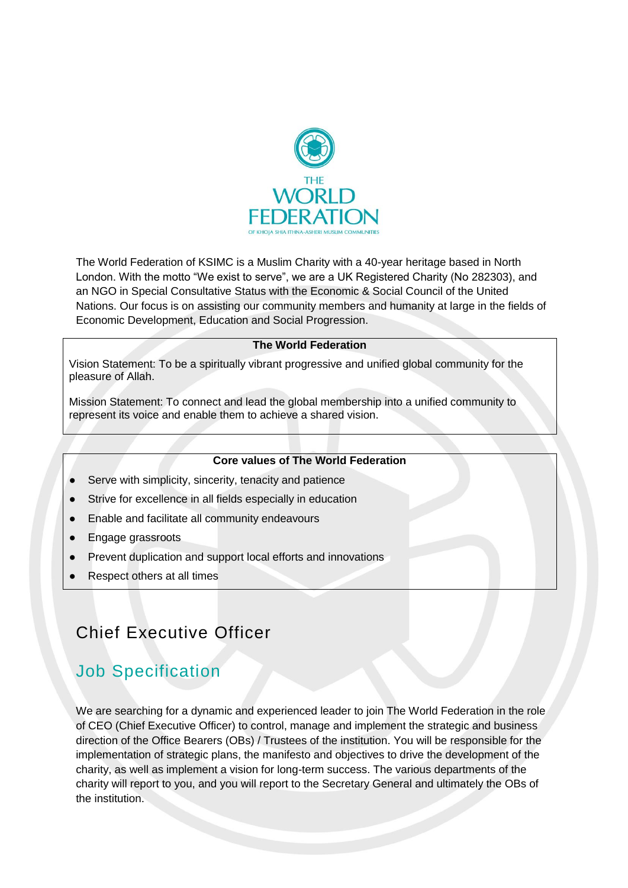THE WORLD FEDERATION

OF KHOJA SHIA ITHNA-ASHERI MUSLIM COMMUNITIES

The World Federation of KSIMC is a Muslim Charity with a 40-year heritage based in North London. With the motto "We exist to serve", we are a UK Registered Charity (No 282303), and an NGO in Special Consultative Status with the Economic & Social Council of the United Nations. Our focus is on assisting our community members and humanity at large in the fields of Economic Development, Education and Social Progression.

**The World Federation**

Vision Statement: To be a spiritually vibrant progressive and unified global community for the pleasure of Allah.

Mission Statement: To connect and lead the global membership into a unified community to represent its voice and enable them to achieve a shared vision.

**Core values of The World Federation**

- Serve with simplicity, sincerity, tenacity and patience
- Strive for excellence in all fields especially in education
- Enable and facilitate all community endeavours
- Engage grassroots
- Prevent duplication and support local efforts and innovations
- Respect others at all times

# Chief Executive Officer

## Job Specification

We are searching for a dynamic and experienced leader to join The World Federation in the role of CEO (Chief Executive Officer) to control, manage and implement the strategic and business direction of the Office Bearers (OBs) / Trustees of the institution. You will be responsible for the implementation of strategic plans, the manifesto and objectives to drive the development of the charity, as well as implement a vision for long-term success. The various departments of the charity will report to you, and you will report to the Secretary General and ultimately the OBs of the institution.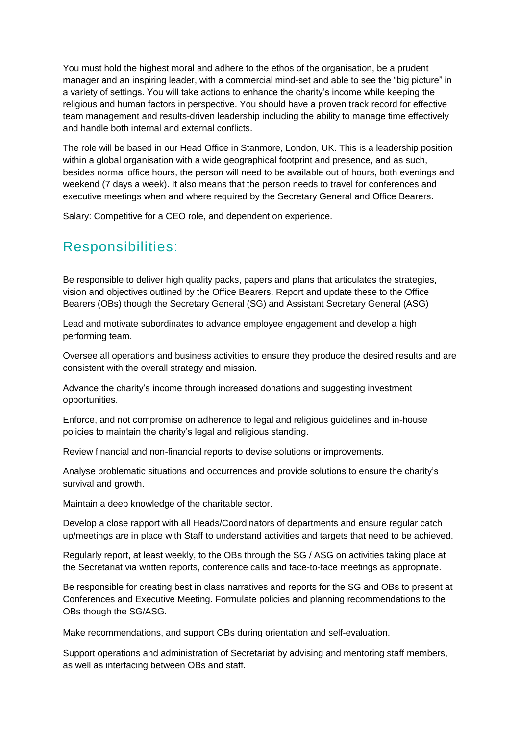You must hold the highest moral and adhere to the ethos of the organisation, be a prudent manager and an inspiring leader, with a commercial mind-set and able to see the "big picture" in a variety of settings. You will take actions to enhance the charity's income while keeping the religious and human factors in perspective. You should have a proven track record for effective team management and results-driven leadership including the ability to manage time effectively and handle both internal and external conflicts.

The role will be based in our Head Office in Stanmore, London, UK. This is a leadership position within a global organisation with a wide geographical footprint and presence, and as such, besides normal office hours, the person will need to be available out of hours, both evenings and weekend (7 days a week). It also means that the person needs to travel for conferences and executive meetings when and where required by the Secretary General and Office Bearers.

Salary: Competitive for a CEO role, and dependent on experience.

## Responsibilities:

Be responsible to deliver high quality packs, papers and plans that articulates the strategies, vision and objectives outlined by the Office Bearers. Report and update these to the Office Bearers (OBs) though the Secretary General (SG) and Assistant Secretary General (ASG)

Lead and motivate subordinates to advance employee engagement and develop a high performing team.

Oversee all operations and business activities to ensure they produce the desired results and are consistent with the overall strategy and mission.

Advance the charity's income through increased donations and suggesting investment opportunities.

Enforce, and not compromise on adherence to legal and religious guidelines and in-house policies to maintain the charity's legal and religious standing.

Review financial and non-financial reports to devise solutions or improvements.

Analyse problematic situations and occurrences and provide solutions to ensure the charity's survival and growth.

Maintain a deep knowledge of the charitable sector.

Develop a close rapport with all Heads/Coordinators of departments and ensure regular catch up/meetings are in place with Staff to understand activities and targets that need to be achieved.

Regularly report, at least weekly, to the OBs through the SG / ASG on activities taking place at the Secretariat via written reports, conference calls and face-to-face meetings as appropriate.

Be responsible for creating best in class narratives and reports for the SG and OBs to present at Conferences and Executive Meeting. Formulate policies and planning recommendations to the OBs though the SG/ASG.

Make recommendations, and support OBs during orientation and self-evaluation.

Support operations and administration of Secretariat by advising and mentoring staff members, as well as interfacing between OBs and staff.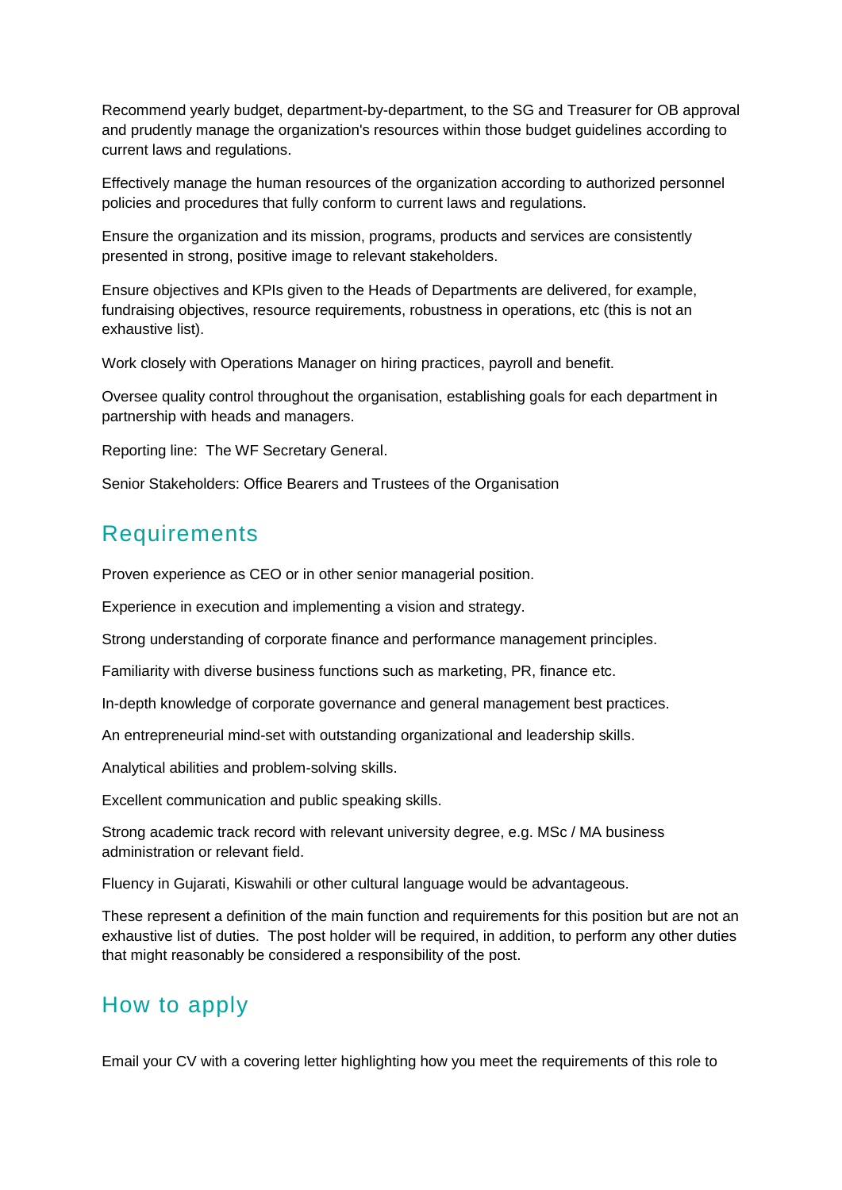Recommend yearly budget, department-by-department, to the SG and Treasurer for OB approval and prudently manage the organization's resources within those budget guidelines according to current laws and regulations.

Effectively manage the human resources of the organization according to authorized personnel policies and procedures that fully conform to current laws and regulations.

Ensure the organization and its mission, programs, products and services are consistently presented in strong, positive image to relevant stakeholders.

Ensure objectives and KPIs given to the Heads of Departments are delivered, for example, fundraising objectives, resource requirements, robustness in operations, etc (this is not an exhaustive list).

Work closely with Operations Manager on hiring practices, payroll and benefit.

Oversee quality control throughout the organisation, establishing goals for each department in partnership with heads and managers.

Reporting line:  The WF Secretary General.

Senior Stakeholders: Office Bearers and Trustees of the Organisation

## Requirements

Proven experience as CEO or in other senior managerial position.

Experience in execution and implementing a vision and strategy.

Strong understanding of corporate finance and performance management principles.

Familiarity with diverse business functions such as marketing, PR, finance etc.

In-depth knowledge of corporate governance and general management best practices.

An entrepreneurial mind-set with outstanding organizational and leadership skills.

Analytical abilities and problem-solving skills.

Excellent communication and public speaking skills.

Strong academic track record with relevant university degree, e.g. MSc / MA business administration or relevant field.

Fluency in Gujarati, Kiswahili or other cultural language would be advantageous.

These represent a definition of the main function and requirements for this position but are not an exhaustive list of duties.  The post holder will be required, in addition, to perform any other duties that might reasonably be considered a responsibility of the post.

## How to apply

Email your CV with a covering letter highlighting how you meet the requirements of this role to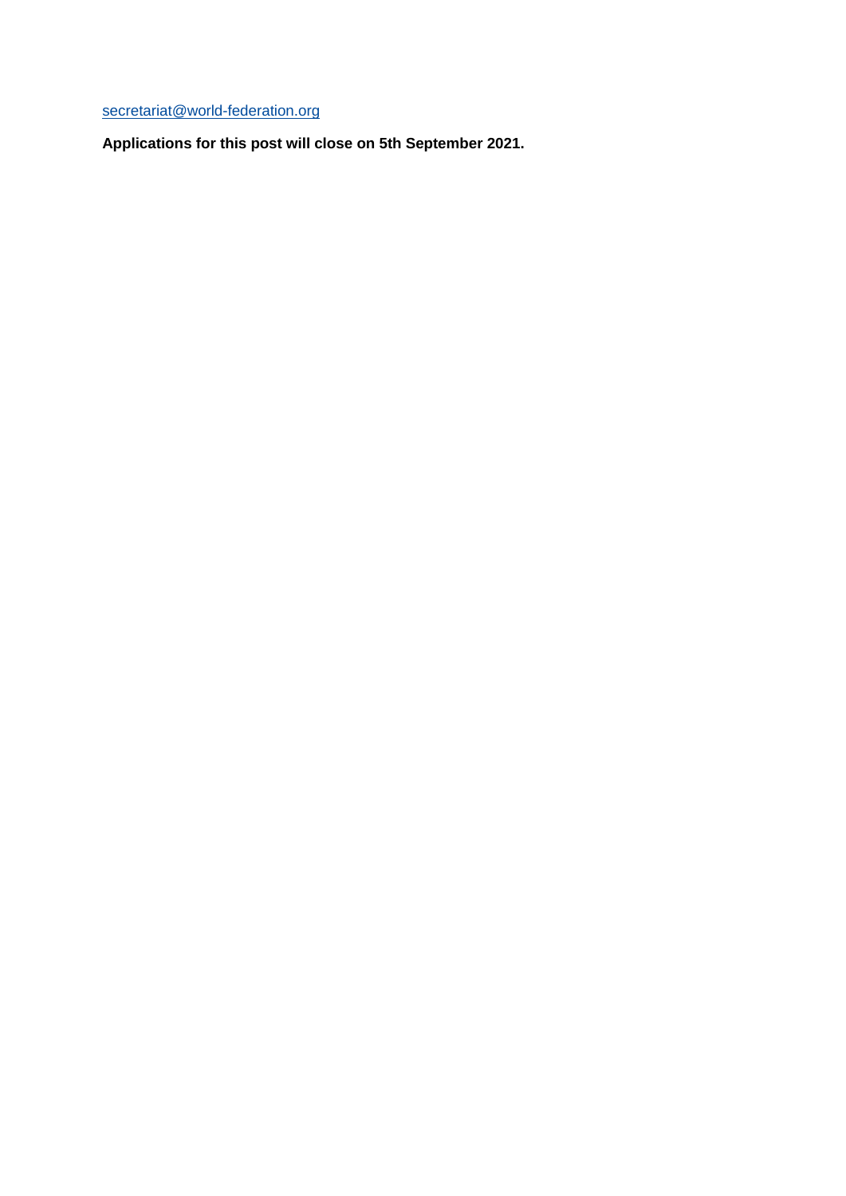[secretariat@world-federation.org](mailto:secretariat@world-federation.org)

**Applications for this post will close on 5th September 2021.**